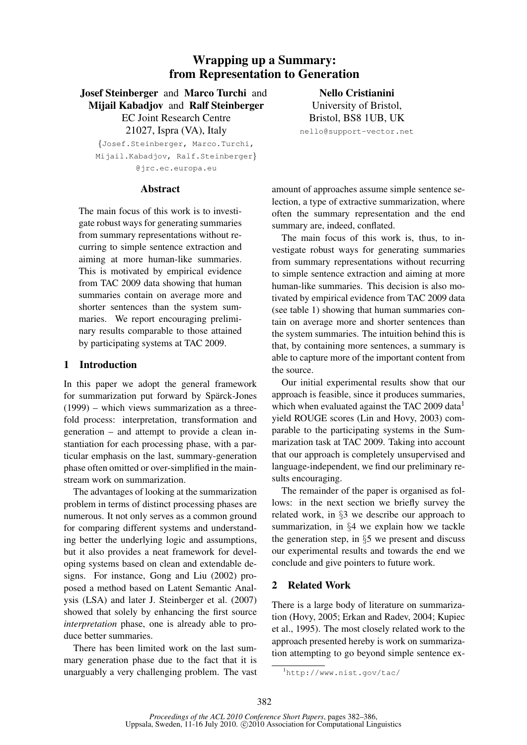# Wrapping up a Summary: from Representation to Generation

**Josef Steinberger** and **Marco Turchi** and **Mijail Kabadjov** and **Ralf Steinberger**
EC Joint Research Centre
21027, Ispra (VA), Italy
{Josef.Steinberger, Marco.Turchi, Mijail.Kabadjov, Ralf.Steinberger}@jrc.ec.europa.eu

**Nello Cristianini**
University of Bristol,
Bristol, BS8 1UB, UK
nello@support-vector.net

## Abstract

The main focus of this work is to investigate robust ways for generating summaries from summary representations without recurring to simple sentence extraction and aiming at more human-like summaries. This is motivated by empirical evidence from TAC 2009 data showing that human summaries contain on average more and shorter sentences than the system summaries. We report encouraging preliminary results comparable to those attained by participating systems at TAC 2009.

## 1 Introduction

In this paper we adopt the general framework for summarization put forward by Spärck-Jones (1999) – which views summarization as a three-fold process: interpretation, transformation and generation – and attempt to provide a clean instantiation for each processing phase, with a particular emphasis on the last, summary-generation phase often omitted or over-simplified in the mainstream work on summarization.

The advantages of looking at the summarization problem in terms of distinct processing phases are numerous. It not only serves as a common ground for comparing different systems and understanding better the underlying logic and assumptions, but it also provides a neat framework for developing systems based on clean and extendable designs. For instance, Gong and Liu (2002) proposed a method based on Latent Semantic Analysis (LSA) and later J. Steinberger et al. (2007) showed that solely by enhancing the first source *interpretation* phase, one is already able to produce better summaries.

There has been limited work on the last summary generation phase due to the fact that it is unarguably a very challenging problem. The vast amount of approaches assume simple sentence selection, a type of extractive summarization, where often the summary representation and the end summary are, indeed, conflated.

The main focus of this work is, thus, to investigate robust ways for generating summaries from summary representations without recurring to simple sentence extraction and aiming at more human-like summaries. This decision is also motivated by empirical evidence from TAC 2009 data (see table 1) showing that human summaries contain on average more and shorter sentences than the system summaries. The intuition behind this is that, by containing more sentences, a summary is able to capture more of the important content from the source.

Our initial experimental results show that our approach is feasible, since it produces summaries, which when evaluated against the TAC 2009 data[1] yield ROUGE scores (Lin and Hovy, 2003) comparable to the participating systems in the Summarization task at TAC 2009. Taking into account that our approach is completely unsupervised and language-independent, we find our preliminary results encouraging.

The remainder of the paper is organised as follows: in the next section we briefly survey the related work, in §3 we describe our approach to summarization, in §4 we explain how we tackle the generation step, in §5 we present and discuss our experimental results and towards the end we conclude and give pointers to future work.

## 2 Related Work

There is a large body of literature on summarization (Hovy, 2005; Erkan and Radev, 2004; Kupiec et al., 1995). The most closely related work to the approach presented hereby is work on summarization attempting to go beyond simple sentence ex-

[1] http://www.nist.gov/tac/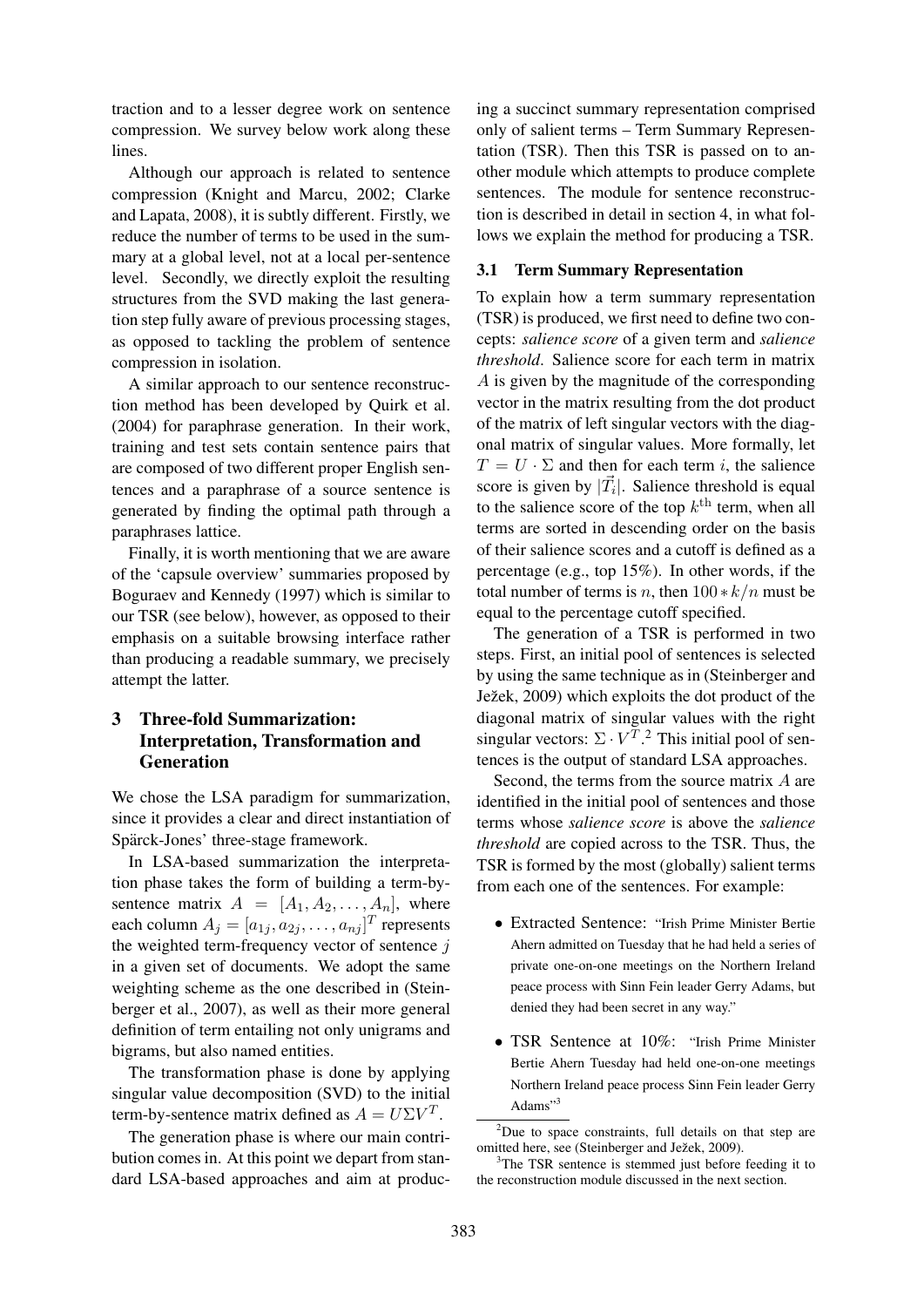traction and to a lesser degree work on sentence compression. We survey below work along these lines.

Although our approach is related to sentence compression (Knight and Marcu, 2002; Clarke and Lapata, 2008), it is subtly different. Firstly, we reduce the number of terms to be used in the summary at a global level, not at a local per-sentence level. Secondly, we directly exploit the resulting structures from the SVD making the last generation step fully aware of previous processing stages, as opposed to tackling the problem of sentence compression in isolation.

A similar approach to our sentence reconstruction method has been developed by Quirk et al. (2004) for paraphrase generation. In their work, training and test sets contain sentence pairs that are composed of two different proper English sentences and a paraphrase of a source sentence is generated by finding the optimal path through a paraphrases lattice.

Finally, it is worth mentioning that we are aware of the 'capsule overview' summaries proposed by Boguraev and Kennedy (1997) which is similar to our TSR (see below), however, as opposed to their emphasis on a suitable browsing interface rather than producing a readable summary, we precisely attempt the latter.

## 3 Three-fold Summarization: Interpretation, Transformation and Generation

We chose the LSA paradigm for summarization, since it provides a clear and direct instantiation of Spärck-Jones' three-stage framework.

In LSA-based summarization the interpretation phase takes the form of building a term-by-sentence matrix $A = [A_1, A_2, \ldots, A_n]$, where each column $A_j = [a_{1j}, a_{2j}, \ldots, a_{nj}]^T$ represents the weighted term-frequency vector of sentence $j$ in a given set of documents. We adopt the same weighting scheme as the one described in (Steinberger et al., 2007), as well as their more general definition of term entailing not only unigrams and bigrams, but also named entities.

The transformation phase is done by applying singular value decomposition (SVD) to the initial term-by-sentence matrix defined as $A = U\Sigma V^T$.

The generation phase is where our main contribution comes in. At this point we depart from standard LSA-based approaches and aim at producing a succinct summary representation comprised only of salient terms – Term Summary Representation (TSR). Then this TSR is passed on to another module which attempts to produce complete sentences. The module for sentence reconstruction is described in detail in section 4, in what follows we explain the method for producing a TSR.

### 3.1 Term Summary Representation

To explain how a term summary representation (TSR) is produced, we first need to define two concepts: *salience score* of a given term and *salience threshold*. Salience score for each term in matrix $A$ is given by the magnitude of the corresponding vector in the matrix resulting from the dot product of the matrix of left singular vectors with the diagonal matrix of singular values. More formally, let $T = U \cdot \Sigma$ and then for each term $i$, the salience score is given by $|\vec{T_i}|$. Salience threshold is equal to the salience score of the top $k^{\text{th}}$ term, when all terms are sorted in descending order on the basis of their salience scores and a cutoff is defined as a percentage (e.g., top 15%). In other words, if the total number of terms is $n$, then $100 * k/n$ must be equal to the percentage cutoff specified.

The generation of a TSR is performed in two steps. First, an initial pool of sentences is selected by using the same technique as in (Steinberger and Ježek, 2009) which exploits the dot product of the diagonal matrix of singular values with the right singular vectors: $\Sigma \cdot V^T$.[2] This initial pool of sentences is the output of standard LSA approaches.

Second, the terms from the source matrix $A$ are identified in the initial pool of sentences and those terms whose *salience score* is above the *salience threshold* are copied across to the TSR. Thus, the TSR is formed by the most (globally) salient terms from each one of the sentences. For example:

- Extracted Sentence: "Irish Prime Minister Bertie Ahern admitted on Tuesday that he had held a series of private one-on-one meetings on the Northern Ireland peace process with Sinn Fein leader Gerry Adams, but denied they had been secret in any way."
- TSR Sentence at 10%: "Irish Prime Minister Bertie Ahern Tuesday had held one-on-one meetings Northern Ireland peace process Sinn Fein leader Gerry Adams"[3]

[2] Due to space constraints, full details on that step are omitted here, see (Steinberger and Ježek, 2009).

[3] The TSR sentence is stemmed just before feeding it to the reconstruction module discussed in the next section.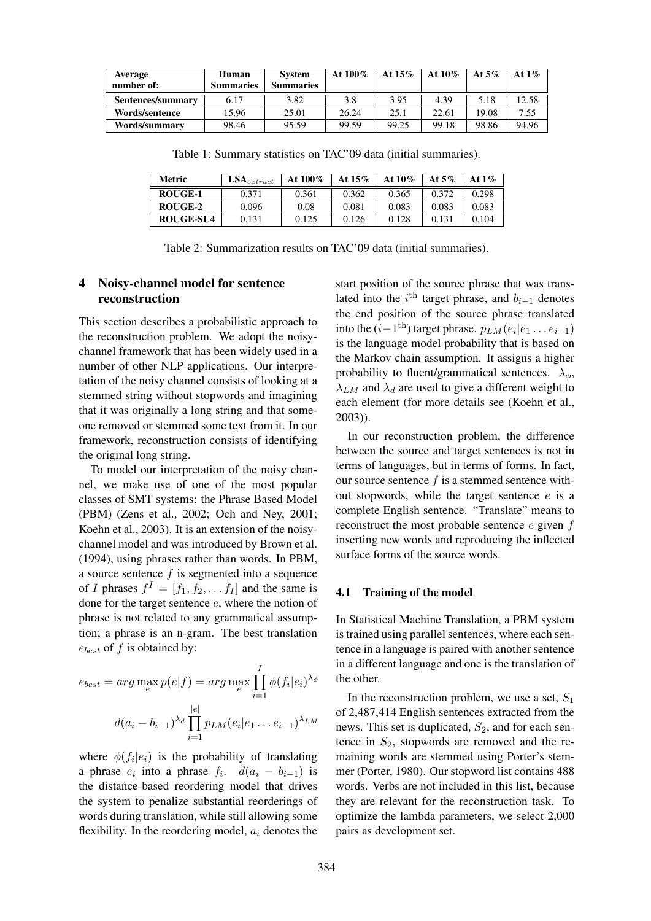| Average number of: | Human Summaries | System Summaries | At 100% | At 15% | At 10% | At 5% | At 1% |
|---|---|---|---|---|---|---|---|
| **Sentences/summary** | 6.17 | 3.82 | 3.8 | 3.95 | 4.39 | 5.18 | 12.58 |
| **Words/sentence** | 15.96 | 25.01 | 26.24 | 25.1 | 22.61 | 19.08 | 7.55 |
| **Words/summary** | 98.46 | 95.59 | 99.59 | 99.25 | 99.18 | 98.86 | 94.96 |

Table 1: Summary statistics on TAC'09 data (initial summaries).

| Metric | $\mathbf{LSA}_{extract}$ | At 100% | At 15% | At 10% | At 5% | At 1% |
|---|---|---|---|---|---|---|
| **ROUGE-1** | 0.371 | 0.361 | 0.362 | 0.365 | 0.372 | 0.298 |
| **ROUGE-2** | 0.096 | 0.08 | 0.081 | 0.083 | 0.083 | 0.083 |
| **ROUGE-SU4** | 0.131 | 0.125 | 0.126 | 0.128 | 0.131 | 0.104 |

Table 2: Summarization results on TAC'09 data (initial summaries).

## 4 Noisy-channel model for sentence reconstruction

This section describes a probabilistic approach to the reconstruction problem. We adopt the noisy-channel framework that has been widely used in a number of other NLP applications. Our interpretation of the noisy channel consists of looking at a stemmed string without stopwords and imagining that it was originally a long string and that someone removed or stemmed some text from it. In our framework, reconstruction consists of identifying the original long string.

To model our interpretation of the noisy channel, we make use of one of the most popular classes of SMT systems: the Phrase Based Model (PBM) (Zens et al., 2002; Och and Ney, 2001; Koehn et al., 2003). It is an extension of the noisy-channel model and was introduced by Brown et al. (1994), using phrases rather than words. In PBM, a source sentence $f$ is segmented into a sequence of $I$ phrases $f^I = [f_1, f_2, \dots f_I]$ and the same is done for the target sentence $e$, where the notion of phrase is not related to any grammatical assumption; a phrase is an n-gram. The best translation $e_{best}$ of $f$ is obtained by:

$$e_{best} = arg\max_{e} p(e|f) = arg\max_{e} \prod_{i=1}^{I} \phi(f_i|e_i)^{\lambda_\phi}$$

$$d(a_i - b_{i-1})^{\lambda_d} \prod_{i=1}^{|e|} p_{LM}(e_i|e_1 \dots e_{i-1})^{\lambda_{LM}}$$

where $\phi(f_i|e_i)$ is the probability of translating a phrase $e_i$ into a phrase $f_i$. $d(a_i - b_{i-1})$ is the distance-based reordering model that drives the system to penalize substantial reorderings of words during translation, while still allowing some flexibility. In the reordering model, $a_i$ denotes the start position of the source phrase that was translated into the $i^{\text{th}}$ target phrase, and $b_{i-1}$ denotes the end position of the source phrase translated into the $(i-1^{\text{th}})$ target phrase. $p_{LM}(e_i|e_1 \dots e_{i-1})$ is the language model probability that is based on the Markov chain assumption. It assigns a higher probability to fluent/grammatical sentences. $\lambda_\phi$, $\lambda_{LM}$ and $\lambda_d$ are used to give a different weight to each element (for more details see (Koehn et al., 2003)).

In our reconstruction problem, the difference between the source and target sentences is not in terms of languages, but in terms of forms. In fact, our source sentence $f$ is a stemmed sentence without stopwords, while the target sentence $e$ is a complete English sentence. "Translate" means to reconstruct the most probable sentence $e$ given $f$ inserting new words and reproducing the inflected surface forms of the source words.

### 4.1 Training of the model

In Statistical Machine Translation, a PBM system is trained using parallel sentences, where each sentence in a language is paired with another sentence in a different language and one is the translation of the other.

In the reconstruction problem, we use a set, $S_1$ of 2,487,414 English sentences extracted from the news. This set is duplicated, $S_2$, and for each sentence in $S_2$, stopwords are removed and the remaining words are stemmed using Porter's stemmer (Porter, 1980). Our stopword list contains 488 words. Verbs are not included in this list, because they are relevant for the reconstruction task. To optimize the lambda parameters, we select 2,000 pairs as development set.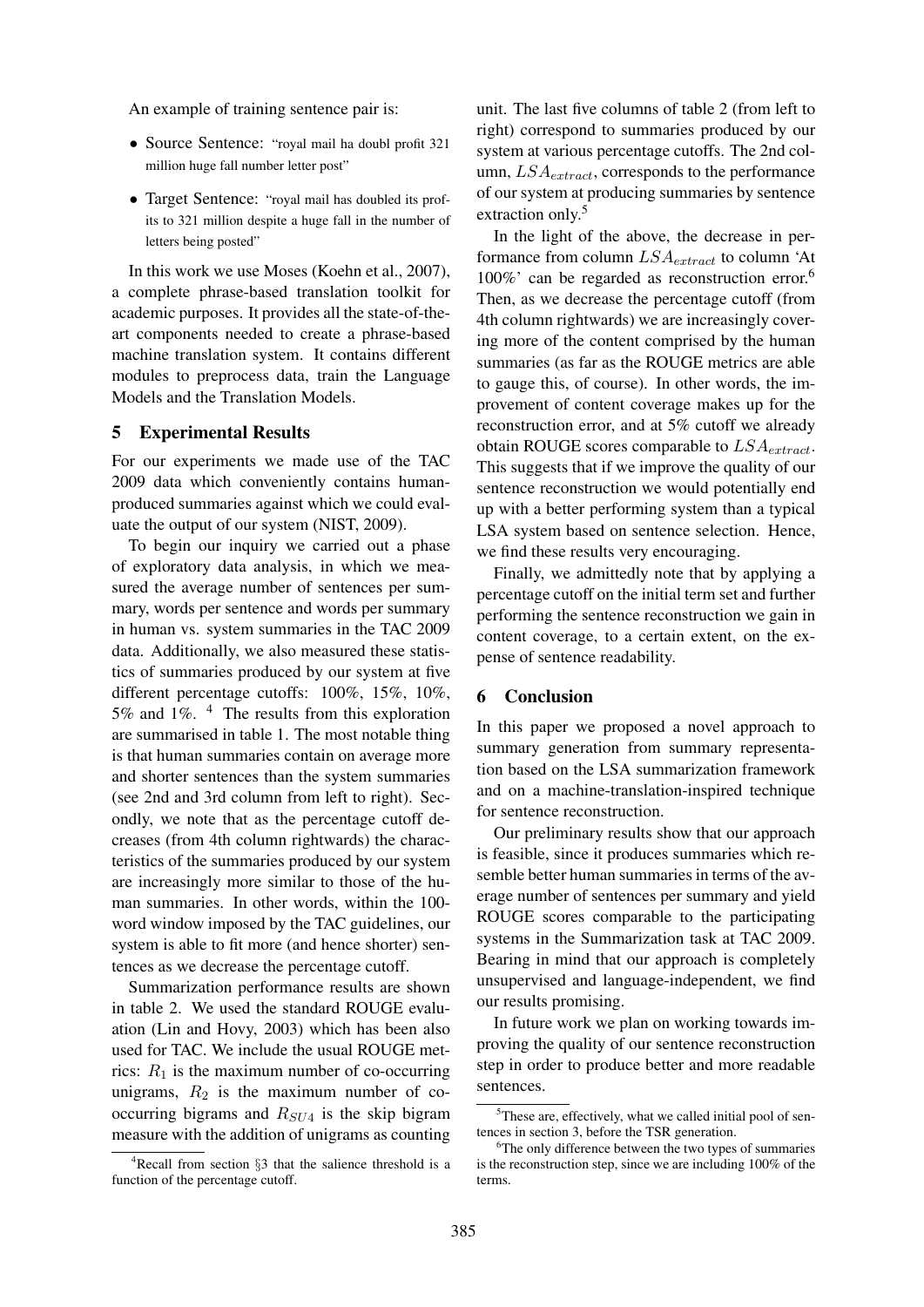An example of training sentence pair is:

- Source Sentence: "royal mail ha doubl profit 321 million huge fall number letter post"
- Target Sentence: "royal mail has doubled its profits to 321 million despite a huge fall in the number of letters being posted"

In this work we use Moses (Koehn et al., 2007), a complete phrase-based translation toolkit for academic purposes. It provides all the state-of-the-art components needed to create a phrase-based machine translation system. It contains different modules to preprocess data, train the Language Models and the Translation Models.

## 5 Experimental Results

For our experiments we made use of the TAC 2009 data which conveniently contains human-produced summaries against which we could evaluate the output of our system (NIST, 2009).

To begin our inquiry we carried out a phase of exploratory data analysis, in which we measured the average number of sentences per summary, words per sentence and words per summary in human vs. system summaries in the TAC 2009 data. Additionally, we also measured these statistics of summaries produced by our system at five different percentage cutoffs: 100%, 15%, 10%, 5% and 1%. [4] The results from this exploration are summarised in table 1. The most notable thing is that human summaries contain on average more and shorter sentences than the system summaries (see 2nd and 3rd column from left to right). Secondly, we note that as the percentage cutoff decreases (from 4th column rightwards) the characteristics of the summaries produced by our system are increasingly more similar to those of the human summaries. In other words, within the 100-word window imposed by the TAC guidelines, our system is able to fit more (and hence shorter) sentences as we decrease the percentage cutoff.

Summarization performance results are shown in table 2. We used the standard ROUGE evaluation (Lin and Hovy, 2003) which has been also used for TAC. We include the usual ROUGE metrics: $R_1$ is the maximum number of co-occurring unigrams, $R_2$ is the maximum number of co-occurring bigrams and $R_{SU4}$ is the skip bigram measure with the addition of unigrams as counting unit. The last five columns of table 2 (from left to right) correspond to summaries produced by our system at various percentage cutoffs. The 2nd column, $LSA_{extract}$, corresponds to the performance of our system at producing summaries by sentence extraction only.[5]

In the light of the above, the decrease in performance from column $LSA_{extract}$ to column 'At 100%' can be regarded as reconstruction error.[6] Then, as we decrease the percentage cutoff (from 4th column rightwards) we are increasingly covering more of the content comprised by the human summaries (as far as the ROUGE metrics are able to gauge this, of course). In other words, the improvement of content coverage makes up for the reconstruction error, and at 5% cutoff we already obtain ROUGE scores comparable to $LSA_{extract}$. This suggests that if we improve the quality of our sentence reconstruction we would potentially end up with a better performing system than a typical LSA system based on sentence selection. Hence, we find these results very encouraging.

Finally, we admittedly note that by applying a percentage cutoff on the initial term set and further performing the sentence reconstruction we gain in content coverage, to a certain extent, on the expense of sentence readability.

## 6 Conclusion

In this paper we proposed a novel approach to summary generation from summary representation based on the LSA summarization framework and on a machine-translation-inspired technique for sentence reconstruction.

Our preliminary results show that our approach is feasible, since it produces summaries which resemble better human summaries in terms of the average number of sentences per summary and yield ROUGE scores comparable to the participating systems in the Summarization task at TAC 2009. Bearing in mind that our approach is completely unsupervised and language-independent, we find our results promising.

In future work we plan on working towards improving the quality of our sentence reconstruction step in order to produce better and more readable sentences.

---

[4] Recall from section §3 that the salience threshold is a function of the percentage cutoff.

[5] These are, effectively, what we called initial pool of sentences in section 3, before the TSR generation.

[6] The only difference between the two types of summaries is the reconstruction step, since we are including 100% of the terms.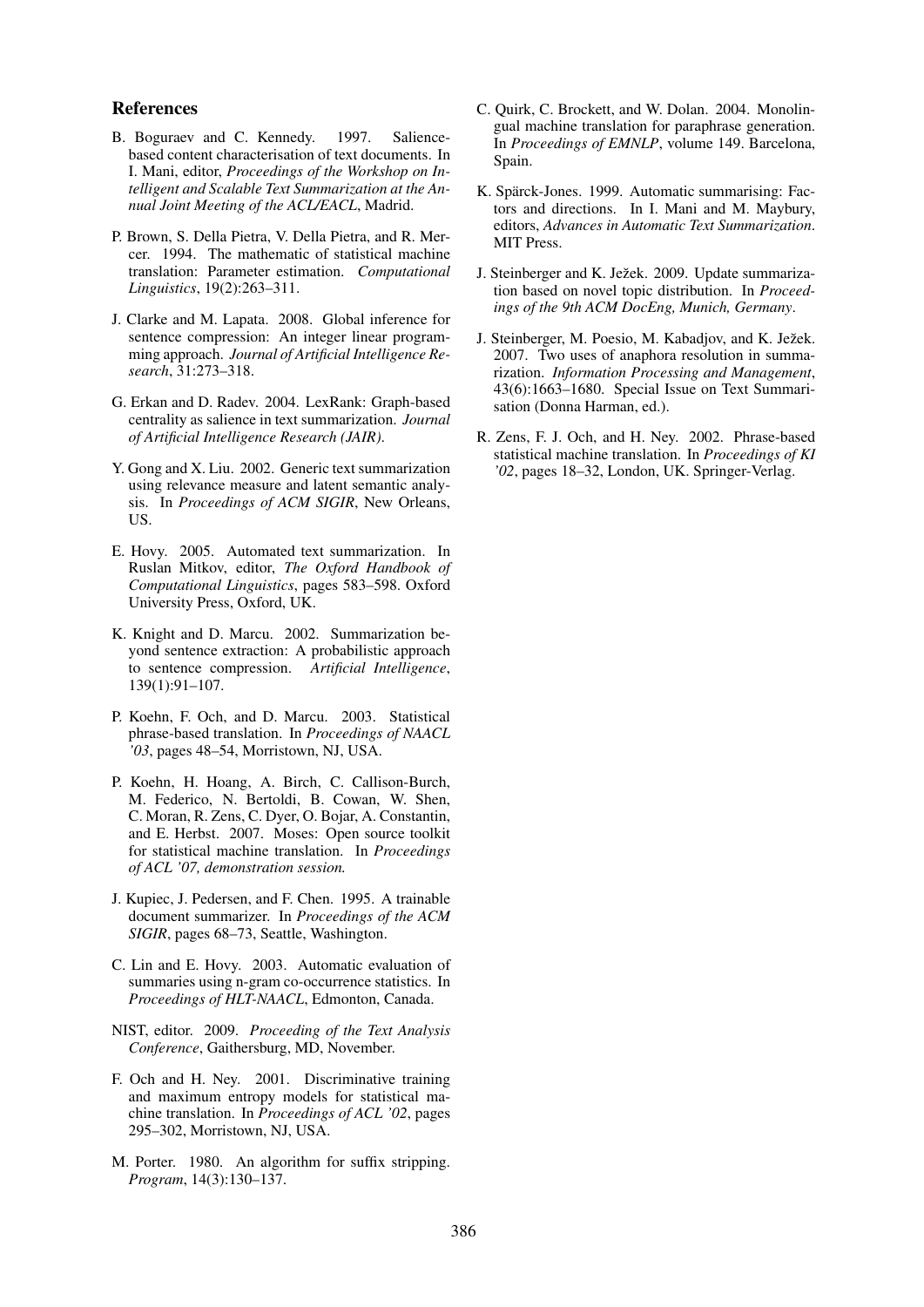## References

B. Boguraev and C. Kennedy. 1997. Salience-based content characterisation of text documents. In I. Mani, editor, *Proceedings of the Workshop on Intelligent and Scalable Text Summarization at the Annual Joint Meeting of the ACL/EACL*, Madrid.

P. Brown, S. Della Pietra, V. Della Pietra, and R. Mercer. 1994. The mathematic of statistical machine translation: Parameter estimation. *Computational Linguistics*, 19(2):263–311.

J. Clarke and M. Lapata. 2008. Global inference for sentence compression: An integer linear programming approach. *Journal of Artificial Intelligence Research*, 31:273–318.

G. Erkan and D. Radev. 2004. LexRank: Graph-based centrality as salience in text summarization. *Journal of Artificial Intelligence Research (JAIR)*.

Y. Gong and X. Liu. 2002. Generic text summarization using relevance measure and latent semantic analysis. In *Proceedings of ACM SIGIR*, New Orleans, US.

E. Hovy. 2005. Automated text summarization. In Ruslan Mitkov, editor, *The Oxford Handbook of Computational Linguistics*, pages 583–598. Oxford University Press, Oxford, UK.

K. Knight and D. Marcu. 2002. Summarization beyond sentence extraction: A probabilistic approach to sentence compression. *Artificial Intelligence*, 139(1):91–107.

P. Koehn, F. Och, and D. Marcu. 2003. Statistical phrase-based translation. In *Proceedings of NAACL '03*, pages 48–54, Morristown, NJ, USA.

P. Koehn, H. Hoang, A. Birch, C. Callison-Burch, M. Federico, N. Bertoldi, B. Cowan, W. Shen, C. Moran, R. Zens, C. Dyer, O. Bojar, A. Constantin, and E. Herbst. 2007. Moses: Open source toolkit for statistical machine translation. In *Proceedings of ACL '07, demonstration session.*

J. Kupiec, J. Pedersen, and F. Chen. 1995. A trainable document summarizer. In *Proceedings of the ACM SIGIR*, pages 68–73, Seattle, Washington.

C. Lin and E. Hovy. 2003. Automatic evaluation of summaries using n-gram co-occurrence statistics. In *Proceedings of HLT-NAACL*, Edmonton, Canada.

NIST, editor. 2009. *Proceeding of the Text Analysis Conference*, Gaithersburg, MD, November.

F. Och and H. Ney. 2001. Discriminative training and maximum entropy models for statistical machine translation. In *Proceedings of ACL '02*, pages 295–302, Morristown, NJ, USA.

M. Porter. 1980. An algorithm for suffix stripping. *Program*, 14(3):130–137.

C. Quirk, C. Brockett, and W. Dolan. 2004. Monolingual machine translation for paraphrase generation. In *Proceedings of EMNLP*, volume 149. Barcelona, Spain.

K. Spärck-Jones. 1999. Automatic summarising: Factors and directions. In I. Mani and M. Maybury, editors, *Advances in Automatic Text Summarization*. MIT Press.

J. Steinberger and K. Ježek. 2009. Update summarization based on novel topic distribution. In *Proceedings of the 9th ACM DocEng, Munich, Germany*.

J. Steinberger, M. Poesio, M. Kabadjov, and K. Ježek. 2007. Two uses of anaphora resolution in summarization. *Information Processing and Management*, 43(6):1663–1680. Special Issue on Text Summarisation (Donna Harman, ed.).

R. Zens, F. J. Och, and H. Ney. 2002. Phrase-based statistical machine translation. In *Proceedings of KI '02*, pages 18–32, London, UK. Springer-Verlag.